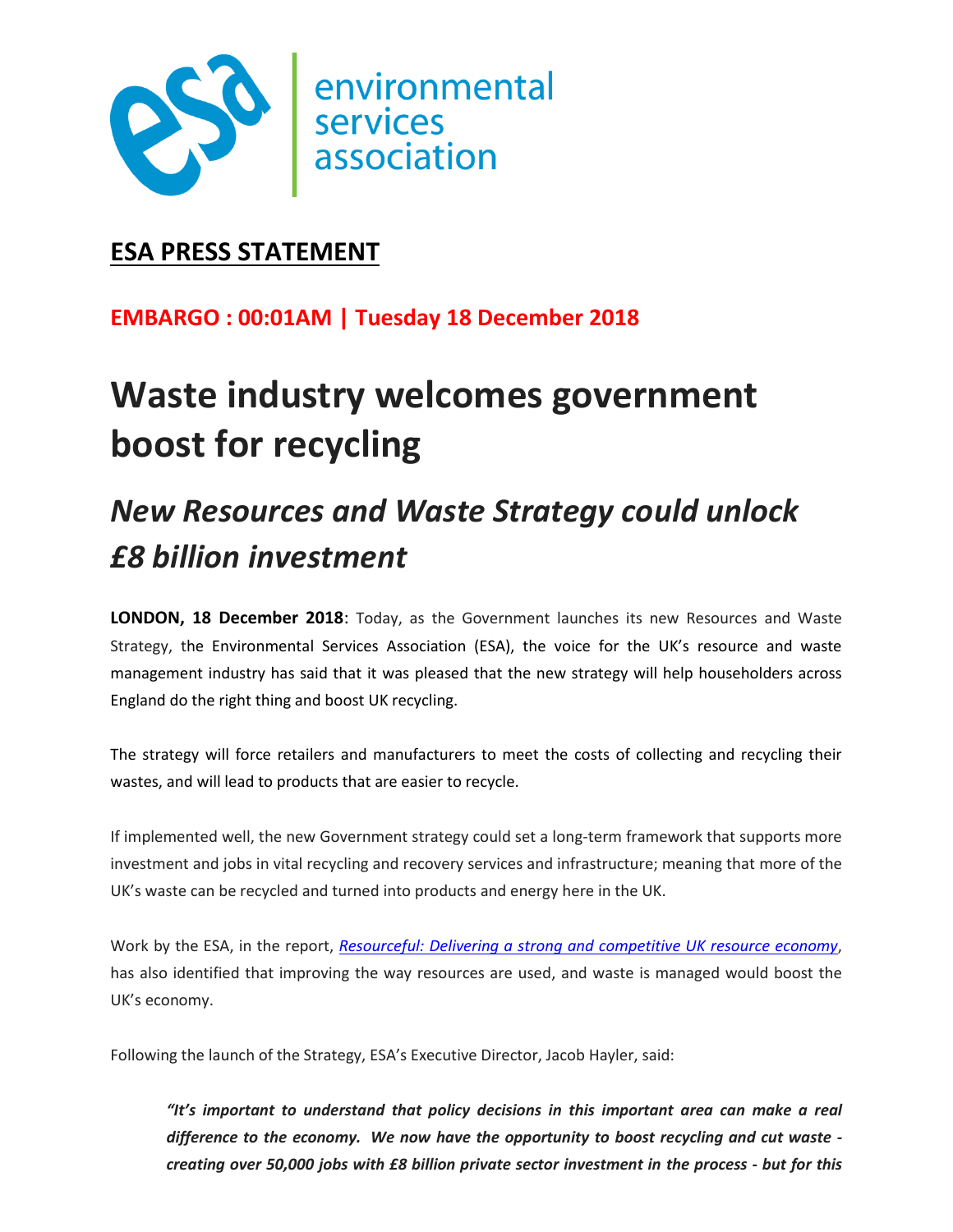environmental
services
association

## ESA PRESS STATEMENT

**EMBARGO : 00:01AM | Tuesday 18 December 2018**

# Waste industry welcomes government boost for recycling

## *New Resources and Waste Strategy could unlock £8 billion investment*

**LONDON, 18 December 2018**: Today, as the Government launches its new Resources and Waste Strategy, the Environmental Services Association (ESA), the voice for the UK's resource and waste management industry has said that it was pleased that the new strategy will help householders across England do the right thing and boost UK recycling.

The strategy will force retailers and manufacturers to meet the costs of collecting and recycling their wastes, and will lead to products that are easier to recycle.

If implemented well, the new Government strategy could set a long-term framework that supports more investment and jobs in vital recycling and recovery services and infrastructure; meaning that more of the UK's waste can be recycled and turned into products and energy here in the UK.

Work by the ESA, in the report, *Resourceful: Delivering a strong and competitive UK resource economy*, has also identified that improving the way resources are used, and waste is managed would boost the UK's economy.

Following the launch of the Strategy, ESA's Executive Director, Jacob Hayler, said:

> ***"It's important to understand that policy decisions in this important area can make a real difference to the economy. We now have the opportunity to boost recycling and cut waste - creating over 50,000 jobs with £8 billion private sector investment in the process - but for this***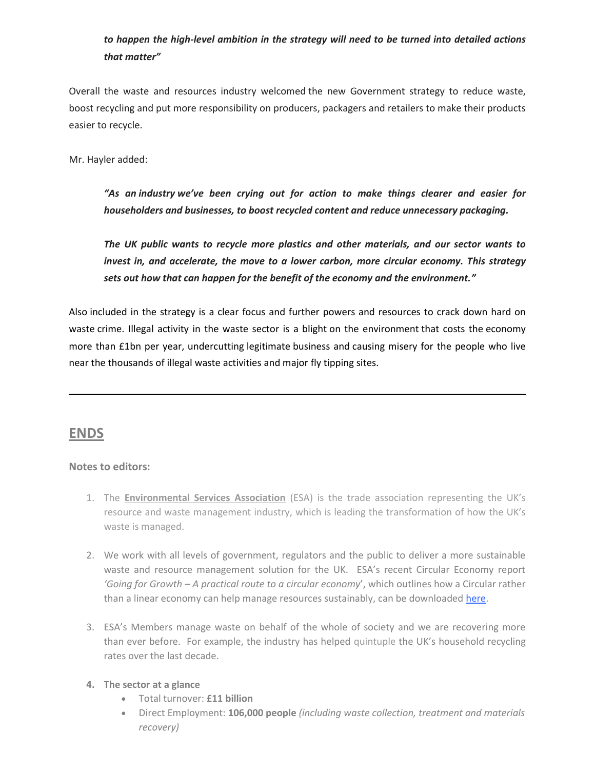***to happen the high-level ambition in the strategy will need to be turned into detailed actions that matter"***

Overall the waste and resources industry welcomed the new Government strategy to reduce waste, boost recycling and put more responsibility on producers, packagers and retailers to make their products easier to recycle.

Mr. Hayler added:

> ***"As an industry we've been crying out for action to make things clearer and easier for householders and businesses, to boost recycled content and reduce unnecessary packaging.***
>
> ***The UK public wants to recycle more plastics and other materials, and our sector wants to invest in, and accelerate, the move to a lower carbon, more circular economy. This strategy sets out how that can happen for the benefit of the economy and the environment."***

Also included in the strategy is a clear focus and further powers and resources to crack down hard on waste crime. Illegal activity in the waste sector is a blight on the environment that costs the economy more than £1bn per year, undercutting legitimate business and causing misery for the people who live near the thousands of illegal waste activities and major fly tipping sites.

---

## ENDS

**Notes to editors:**

1. The **Environmental Services Association** (ESA) is the trade association representing the UK's resource and waste management industry, which is leading the transformation of how the UK's waste is managed.

2. We work with all levels of government, regulators and the public to deliver a more sustainable waste and resource management solution for the UK. ESA's recent Circular Economy report *'Going for Growth – A practical route to a circular economy'*, which outlines how a Circular rather than a linear economy can help manage resources sustainably, can be downloaded here.

3. ESA's Members manage waste on behalf of the whole of society and we are recovering more than ever before. For example, the industry has helped quintuple the UK's household recycling rates over the last decade.

4. **The sector at a glance**
   - Total turnover: **£11 billion**
   - Direct Employment: **106,000 people** *(including waste collection, treatment and materials recovery)*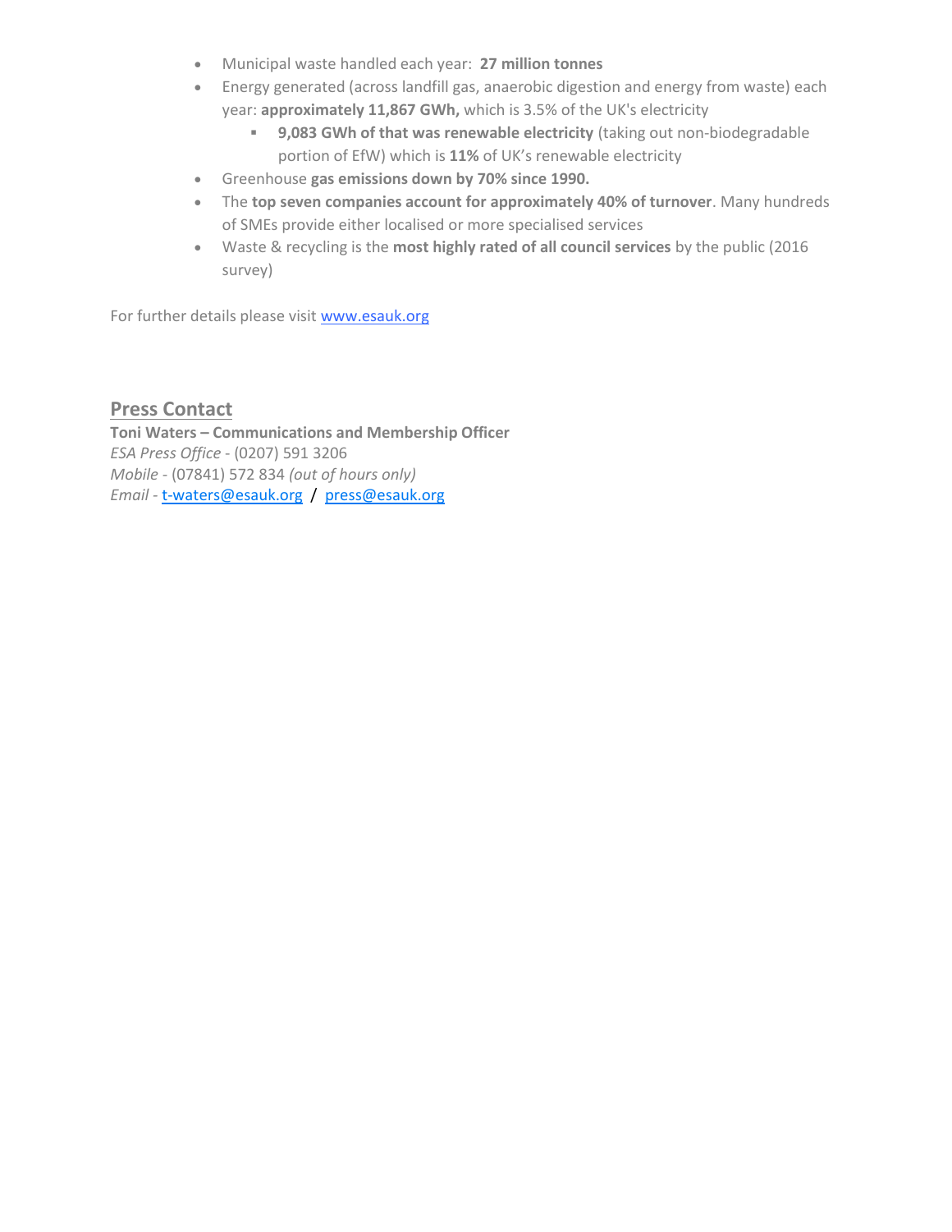- Municipal waste handled each year:  **27 million tonnes**
- Energy generated (across landfill gas, anaerobic digestion and energy from waste) each year: **approximately 11,867 GWh,** which is 3.5% of the UK's electricity
  - **9,083 GWh of that was renewable electricity** (taking out non-biodegradable portion of EfW) which is **11%** of UK's renewable electricity
- Greenhouse **gas emissions down by 70% since 1990.**
- The **top seven companies account for approximately 40% of turnover**. Many hundreds of SMEs provide either localised or more specialised services
- Waste & recycling is the **most highly rated of all council services** by the public (2016 survey)

For further details please visit www.esauk.org

## Press Contact

**Toni Waters – Communications and Membership Officer**
*ESA Press Office* - (0207) 591 3206
*Mobile* - (07841) 572 834 *(out of hours only)*
*Email* - t-waters@esauk.org / press@esauk.org